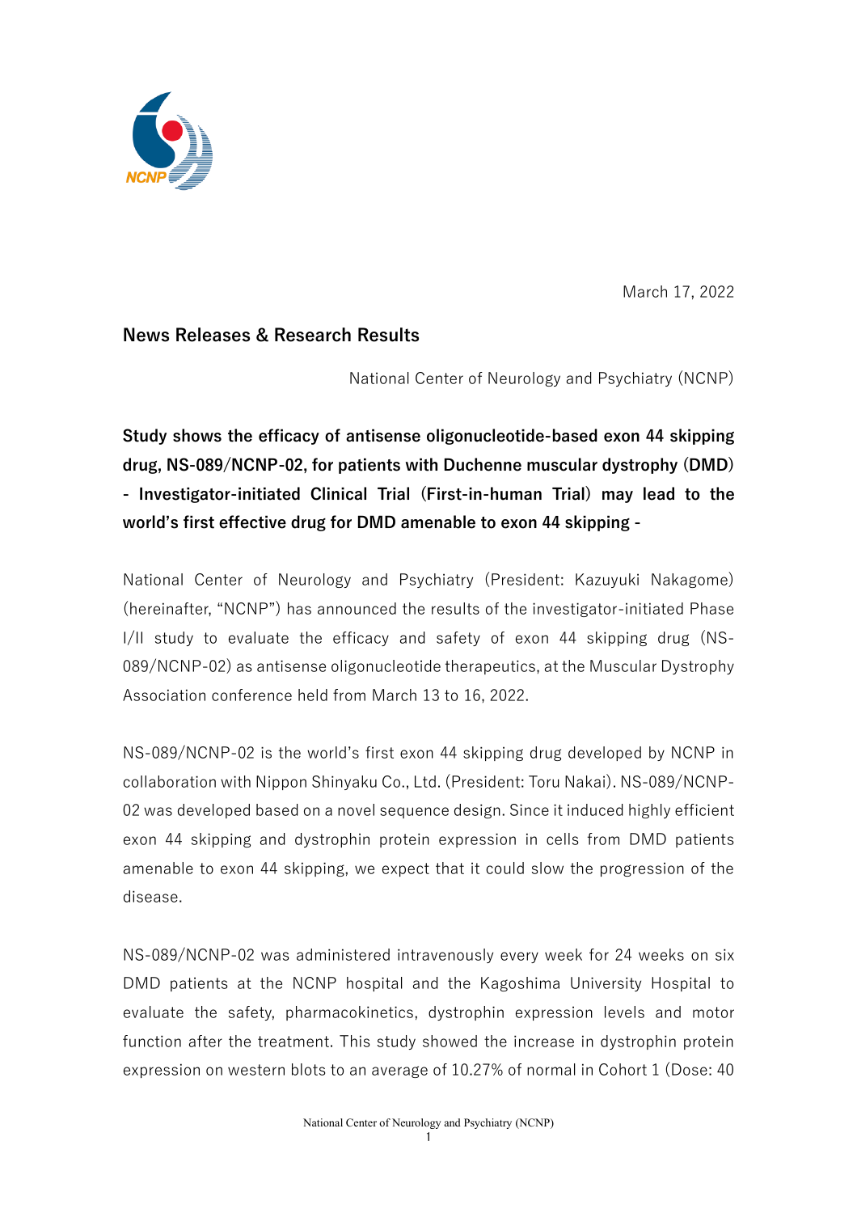March 17, 2022

## News Releases & Research Results

National Center of Neurology and Psychiatry (NCNP)

**Study shows the efficacy of antisense oligonucleotide-based exon 44 skipping drug, NS-089/NCNP-02, for patients with Duchenne muscular dystrophy (DMD) - Investigator-initiated Clinical Trial (First-in-human Trial) may lead to the world's first effective drug for DMD amenable to exon 44 skipping -**

National Center of Neurology and Psychiatry (President: Kazuyuki Nakagome) (hereinafter, "NCNP") has announced the results of the investigator-initiated Phase I/II study to evaluate the efficacy and safety of exon 44 skipping drug (NS-089/NCNP-02) as antisense oligonucleotide therapeutics, at the Muscular Dystrophy Association conference held from March 13 to 16, 2022.

NS-089/NCNP-02 is the world's first exon 44 skipping drug developed by NCNP in collaboration with Nippon Shinyaku Co., Ltd. (President: Toru Nakai). NS-089/NCNP-02 was developed based on a novel sequence design. Since it induced highly efficient exon 44 skipping and dystrophin protein expression in cells from DMD patients amenable to exon 44 skipping, we expect that it could slow the progression of the disease.

NS-089/NCNP-02 was administered intravenously every week for 24 weeks on six DMD patients at the NCNP hospital and the Kagoshima University Hospital to evaluate the safety, pharmacokinetics, dystrophin expression levels and motor function after the treatment. This study showed the increase in dystrophin protein expression on western blots to an average of 10.27% of normal in Cohort 1 (Dose: 40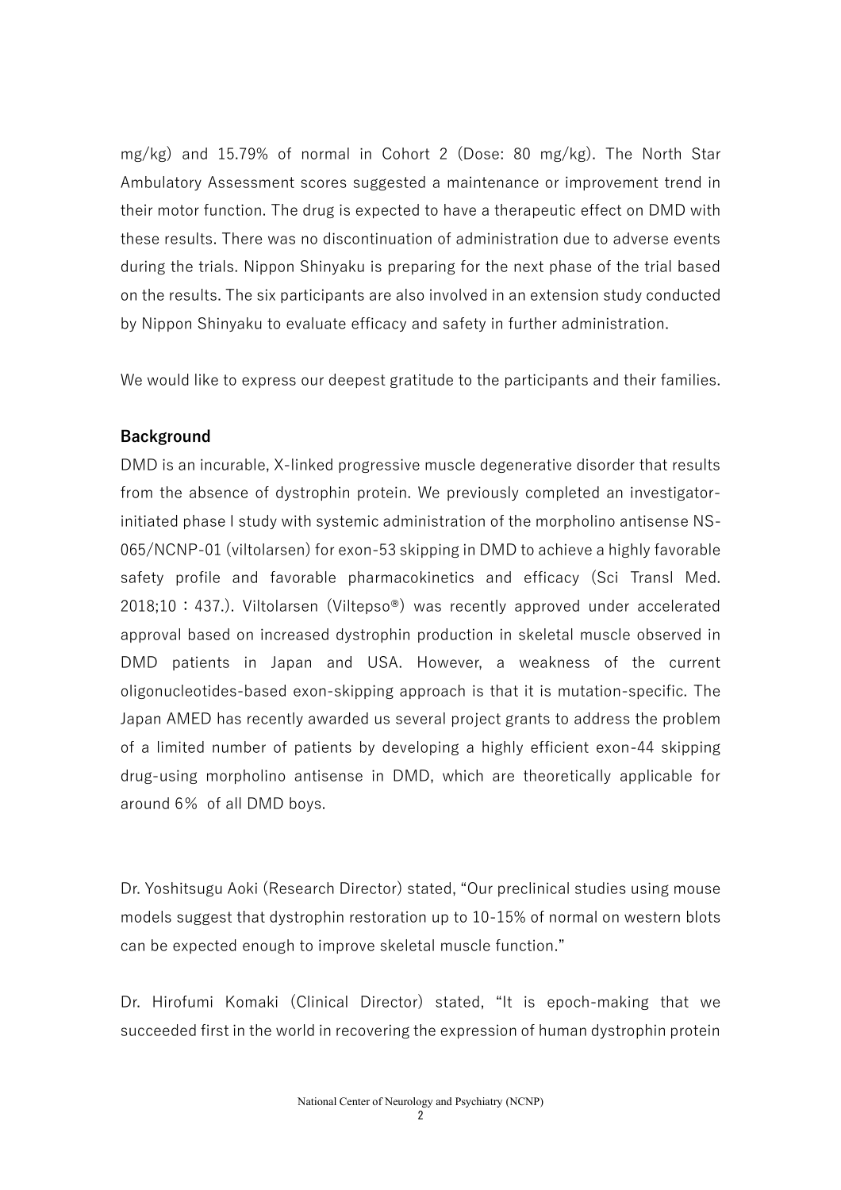mg/kg) and 15.79% of normal in Cohort 2 (Dose: 80 mg/kg). The North Star Ambulatory Assessment scores suggested a maintenance or improvement trend in their motor function. The drug is expected to have a therapeutic effect on DMD with these results. There was no discontinuation of administration due to adverse events during the trials. Nippon Shinyaku is preparing for the next phase of the trial based on the results. The six participants are also involved in an extension study conducted by Nippon Shinyaku to evaluate efficacy and safety in further administration.

We would like to express our deepest gratitude to the participants and their families.

**Background**

DMD is an incurable, X-linked progressive muscle degenerative disorder that results from the absence of dystrophin protein. We previously completed an investigator-initiated phase I study with systemic administration of the morpholino antisense NS-065/NCNP-01 (viltolarsen) for exon-53 skipping in DMD to achieve a highly favorable safety profile and favorable pharmacokinetics and efficacy (Sci Transl Med. 2018;10：437.). Viltolarsen (Viltepso®) was recently approved under accelerated approval based on increased dystrophin production in skeletal muscle observed in DMD patients in Japan and USA. However, a weakness of the current oligonucleotides-based exon-skipping approach is that it is mutation-specific. The Japan AMED has recently awarded us several project grants to address the problem of a limited number of patients by developing a highly efficient exon-44 skipping drug-using morpholino antisense in DMD, which are theoretically applicable for around 6％ of all DMD boys.

Dr. Yoshitsugu Aoki (Research Director) stated, "Our preclinical studies using mouse models suggest that dystrophin restoration up to 10-15% of normal on western blots can be expected enough to improve skeletal muscle function."

Dr. Hirofumi Komaki (Clinical Director) stated, "It is epoch-making that we succeeded first in the world in recovering the expression of human dystrophin protein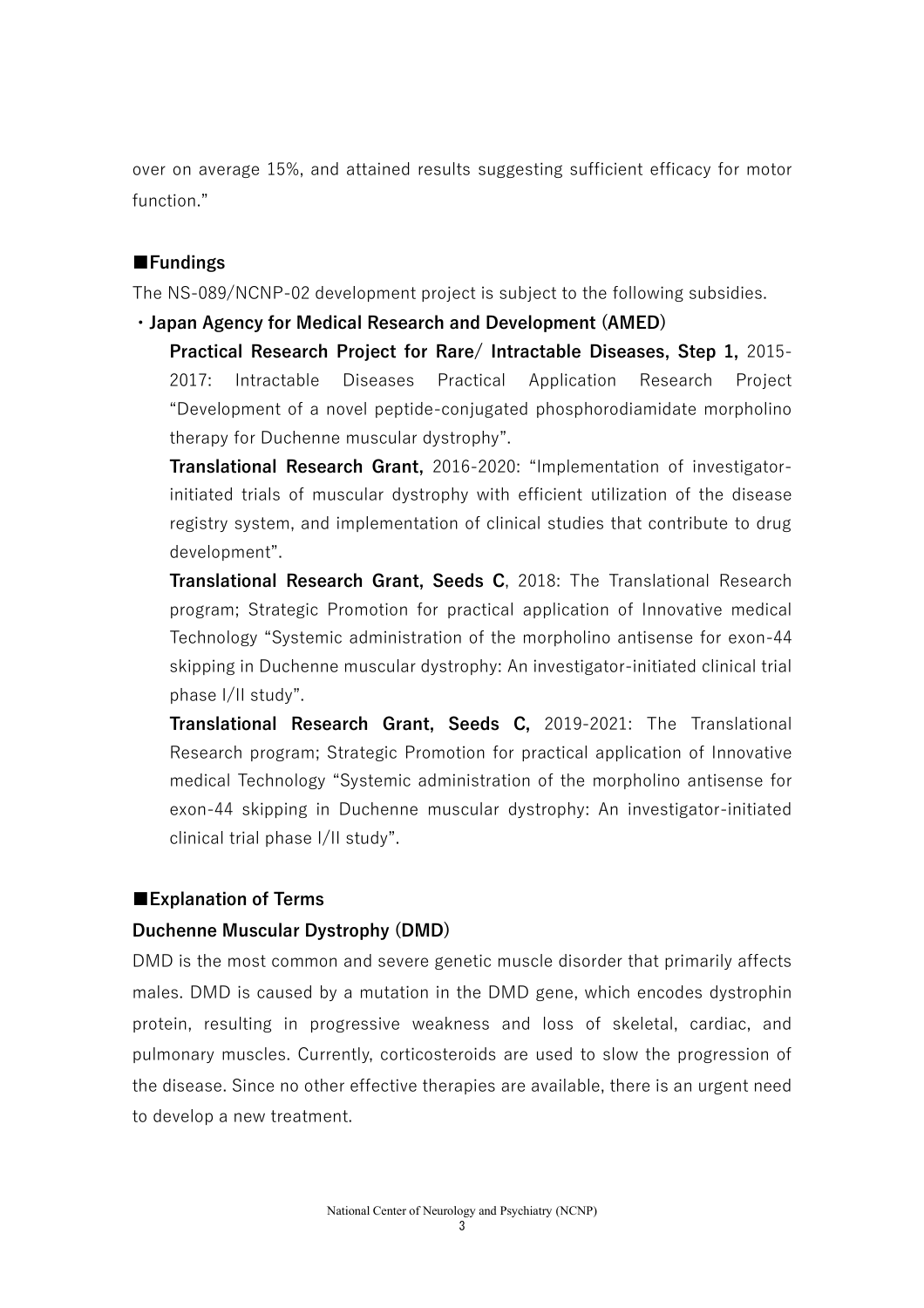over on average 15%, and attained results suggesting sufficient efficacy for motor function."

## ■Fundings

The NS-089/NCNP-02 development project is subject to the following subsidies.

・**Japan Agency for Medical Research and Development (AMED)**

**Practical Research Project for Rare/ Intractable Diseases, Step 1,** 2015-2017: Intractable Diseases Practical Application Research Project "Development of a novel peptide-conjugated phosphorodiamidate morpholino therapy for Duchenne muscular dystrophy".

**Translational Research Grant,** 2016-2020: "Implementation of investigator-initiated trials of muscular dystrophy with efficient utilization of the disease registry system, and implementation of clinical studies that contribute to drug development".

**Translational Research Grant, Seeds C**, 2018: The Translational Research program; Strategic Promotion for practical application of Innovative medical Technology "Systemic administration of the morpholino antisense for exon-44 skipping in Duchenne muscular dystrophy: An investigator-initiated clinical trial phase I/II study".

**Translational Research Grant, Seeds C,** 2019-2021: The Translational Research program; Strategic Promotion for practical application of Innovative medical Technology "Systemic administration of the morpholino antisense for exon-44 skipping in Duchenne muscular dystrophy: An investigator-initiated clinical trial phase I/II study".

## ■Explanation of Terms

### Duchenne Muscular Dystrophy (DMD)

DMD is the most common and severe genetic muscle disorder that primarily affects males. DMD is caused by a mutation in the DMD gene, which encodes dystrophin protein, resulting in progressive weakness and loss of skeletal, cardiac, and pulmonary muscles. Currently, corticosteroids are used to slow the progression of the disease. Since no other effective therapies are available, there is an urgent need to develop a new treatment.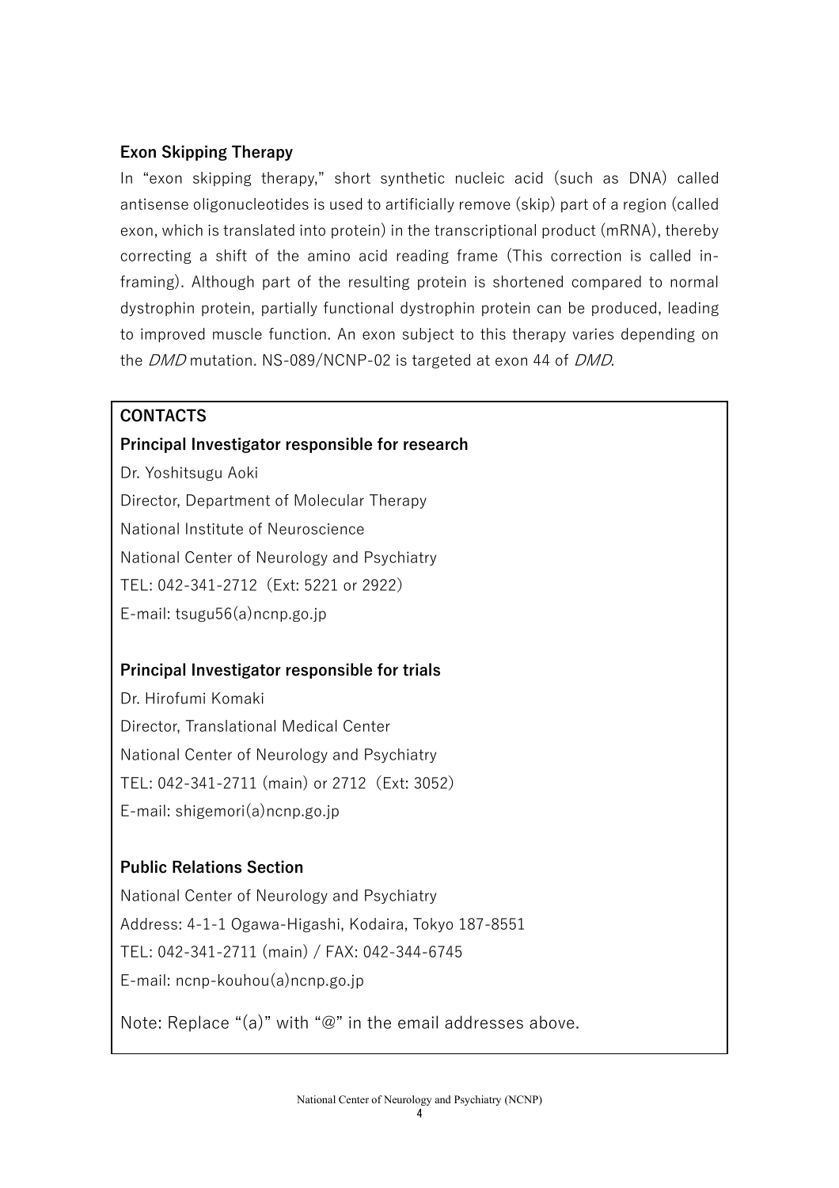### Exon Skipping Therapy

In "exon skipping therapy," short synthetic nucleic acid (such as DNA) called antisense oligonucleotides is used to artificially remove (skip) part of a region (called exon, which is translated into protein) in the transcriptional product (mRNA), thereby correcting a shift of the amino acid reading frame (This correction is called in-framing). Although part of the resulting protein is shortened compared to normal dystrophin protein, partially functional dystrophin protein can be produced, leading to improved muscle function. An exon subject to this therapy varies depending on the *DMD* mutation. NS-089/NCNP-02 is targeted at exon 44 of *DMD*.

### CONTACTS

**Principal Investigator responsible for research**

Dr. Yoshitsugu Aoki
Director, Department of Molecular Therapy
National Institute of Neuroscience
National Center of Neurology and Psychiatry
TEL: 042-341-2712 (Ext: 5221 or 2922)
E-mail: tsugu56(a)ncnp.go.jp

**Principal Investigator responsible for trials**

Dr. Hirofumi Komaki
Director, Translational Medical Center
National Center of Neurology and Psychiatry
TEL: 042-341-2711 (main) or 2712 (Ext: 3052)
E-mail: shigemori(a)ncnp.go.jp

**Public Relations Section**

National Center of Neurology and Psychiatry
Address: 4-1-1 Ogawa-Higashi, Kodaira, Tokyo 187-8551
TEL: 042-341-2711 (main) / FAX: 042-344-6745
E-mail: ncnp-kouhou(a)ncnp.go.jp

Note: Replace "(a)" with "@" in the email addresses above.